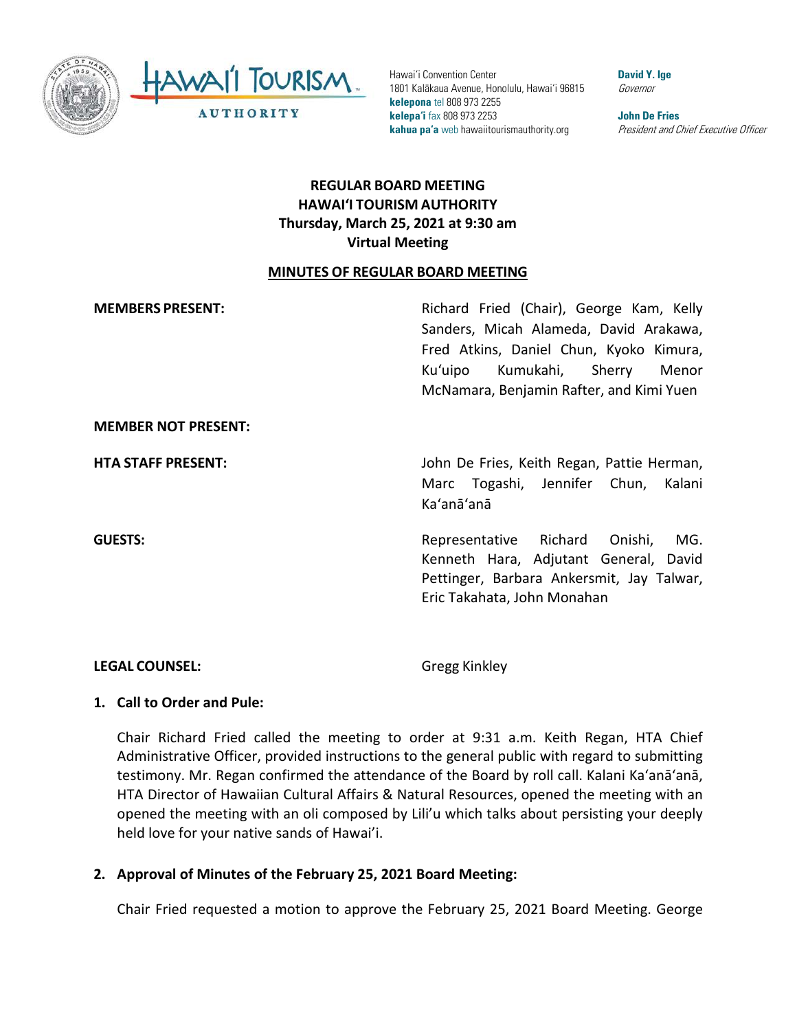Hawaiʻi Convention Center
1801 Kalākaua Avenue, Honolulu, Hawaiʻi 96815
**kelepona** tel 808 973 2255
**kelepaʻi** fax 808 973 2253
**kahua paʻa** web hawaiitourismauthority.org

**David Y. Ige**
*Governor*

**John De Fries**
*President and Chief Executive Officer*

# REGULAR BOARD MEETING
# HAWAIʻI TOURISM AUTHORITY
# Thursday, March 25, 2021 at 9:30 am
# Virtual Meeting

## MINUTES OF REGULAR BOARD MEETING

**MEMBERS PRESENT:** Richard Fried (Chair), George Kam, Kelly Sanders, Micah Alameda, David Arakawa, Fred Atkins, Daniel Chun, Kyoko Kimura, Kuʻuipo Kumukahi, Sherry Menor McNamara, Benjamin Rafter, and Kimi Yuen

**MEMBER NOT PRESENT:**

**HTA STAFF PRESENT:** John De Fries, Keith Regan, Pattie Herman, Marc Togashi, Jennifer Chun, Kalani Kaʻanāʻanā

**GUESTS:** Representative Richard Onishi, MG. Kenneth Hara, Adjutant General, David Pettinger, Barbara Ankersmit, Jay Talwar, Eric Takahata, John Monahan

**LEGAL COUNSEL:** Gregg Kinkley

**1. Call to Order and Pule:**

Chair Richard Fried called the meeting to order at 9:31 a.m. Keith Regan, HTA Chief Administrative Officer, provided instructions to the general public with regard to submitting testimony. Mr. Regan confirmed the attendance of the Board by roll call. Kalani Kaʻanāʻanā, HTA Director of Hawaiian Cultural Affairs & Natural Resources, opened the meeting with an opened the meeting with an oli composed by Liliʻu which talks about persisting your deeply held love for your native sands of Hawaiʻi.

**2. Approval of Minutes of the February 25, 2021 Board Meeting:**

Chair Fried requested a motion to approve the February 25, 2021 Board Meeting. George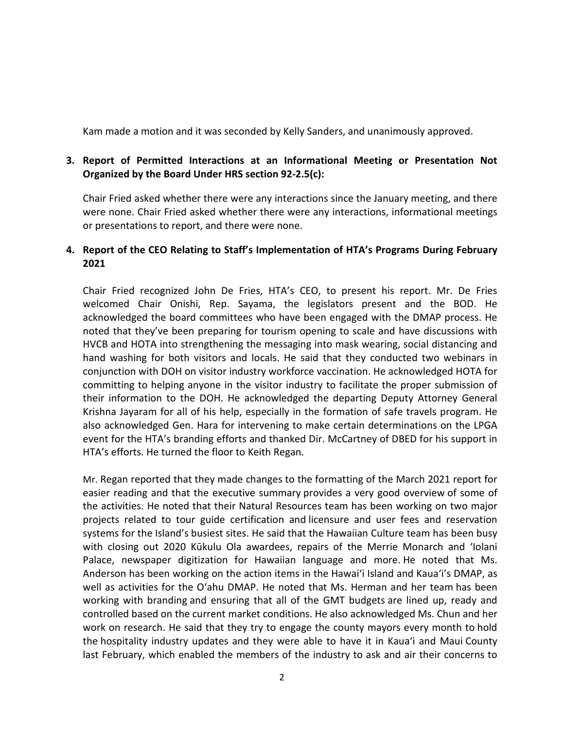Kam made a motion and it was seconded by Kelly Sanders, and unanimously approved.

**3. Report of Permitted Interactions at an Informational Meeting or Presentation Not Organized by the Board Under HRS section 92-2.5(c):**

Chair Fried asked whether there were any interactions since the January meeting, and there were none. Chair Fried asked whether there were any interactions, informational meetings or presentations to report, and there were none.

**4. Report of the CEO Relating to Staff's Implementation of HTA's Programs During February 2021**

Chair Fried recognized John De Fries, HTA's CEO, to present his report. Mr. De Fries welcomed Chair Onishi, Rep. Sayama, the legislators present and the BOD. He acknowledged the board committees who have been engaged with the DMAP process. He noted that they've been preparing for tourism opening to scale and have discussions with HVCB and HOTA into strengthening the messaging into mask wearing, social distancing and hand washing for both visitors and locals. He said that they conducted two webinars in conjunction with DOH on visitor industry workforce vaccination. He acknowledged HOTA for committing to helping anyone in the visitor industry to facilitate the proper submission of their information to the DOH. He acknowledged the departing Deputy Attorney General Krishna Jayaram for all of his help, especially in the formation of safe travels program. He also acknowledged Gen. Hara for intervening to make certain determinations on the LPGA event for the HTA's branding efforts and thanked Dir. McCartney of DBED for his support in HTA's efforts. He turned the floor to Keith Regan.

Mr. Regan reported that they made changes to the formatting of the March 2021 report for easier reading and that the executive summary provides a very good overview of some of the activities. He noted that their Natural Resources team has been working on two major projects related to tour guide certification and licensure and user fees and reservation systems for the Island's busiest sites. He said that the Hawaiian Culture team has been busy with closing out 2020 Kūkulu Ola awardees, repairs of the Merrie Monarch and ʻIolani Palace, newspaper digitization for Hawaiian language and more. He noted that Ms. Anderson has been working on the action items in the Hawaiʻi Island and Kauaʻi's DMAP, as well as activities for the Oʻahu DMAP. He noted that Ms. Herman and her team has been working with branding and ensuring that all of the GMT budgets are lined up, ready and controlled based on the current market conditions. He also acknowledged Ms. Chun and her work on research. He said that they try to engage the county mayors every month to hold the hospitality industry updates and they were able to have it in Kauaʻi and Maui County last February, which enabled the members of the industry to ask and air their concerns to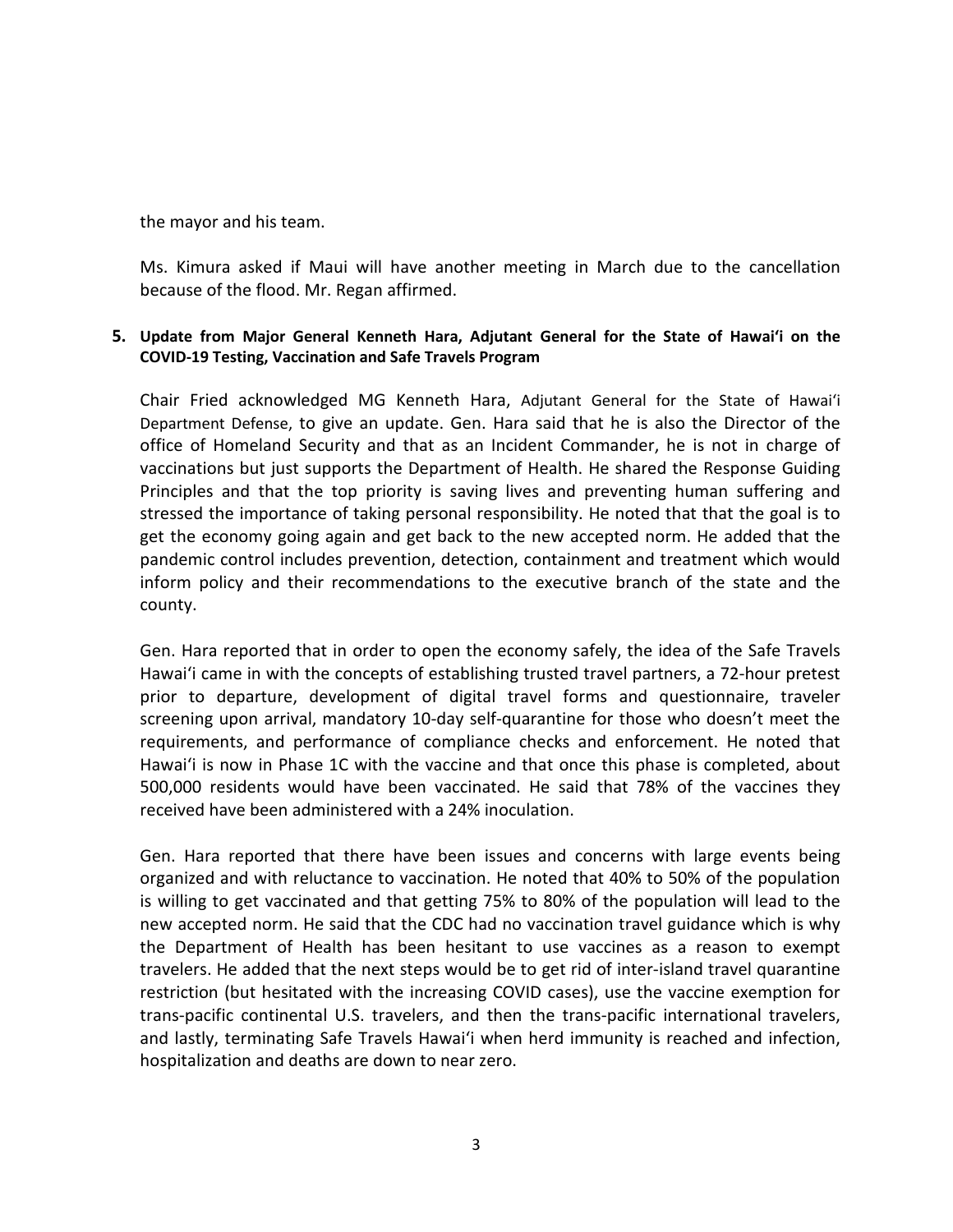the mayor and his team.

Ms. Kimura asked if Maui will have another meeting in March due to the cancellation because of the flood. Mr. Regan affirmed.

**5. Update from Major General Kenneth Hara, Adjutant General for the State of Hawai'i on the COVID-19 Testing, Vaccination and Safe Travels Program**

Chair Fried acknowledged MG Kenneth Hara, Adjutant General for the State of Hawai'i Department Defense, to give an update. Gen. Hara said that he is also the Director of the office of Homeland Security and that as an Incident Commander, he is not in charge of vaccinations but just supports the Department of Health. He shared the Response Guiding Principles and that the top priority is saving lives and preventing human suffering and stressed the importance of taking personal responsibility. He noted that that the goal is to get the economy going again and get back to the new accepted norm. He added that the pandemic control includes prevention, detection, containment and treatment which would inform policy and their recommendations to the executive branch of the state and the county.

Gen. Hara reported that in order to open the economy safely, the idea of the Safe Travels Hawai'i came in with the concepts of establishing trusted travel partners, a 72-hour pretest prior to departure, development of digital travel forms and questionnaire, traveler screening upon arrival, mandatory 10-day self-quarantine for those who doesn't meet the requirements, and performance of compliance checks and enforcement. He noted that Hawai'i is now in Phase 1C with the vaccine and that once this phase is completed, about 500,000 residents would have been vaccinated. He said that 78% of the vaccines they received have been administered with a 24% inoculation.

Gen. Hara reported that there have been issues and concerns with large events being organized and with reluctance to vaccination. He noted that 40% to 50% of the population is willing to get vaccinated and that getting 75% to 80% of the population will lead to the new accepted norm. He said that the CDC had no vaccination travel guidance which is why the Department of Health has been hesitant to use vaccines as a reason to exempt travelers. He added that the next steps would be to get rid of inter-island travel quarantine restriction (but hesitated with the increasing COVID cases), use the vaccine exemption for trans-pacific continental U.S. travelers, and then the trans-pacific international travelers, and lastly, terminating Safe Travels Hawai'i when herd immunity is reached and infection, hospitalization and deaths are down to near zero.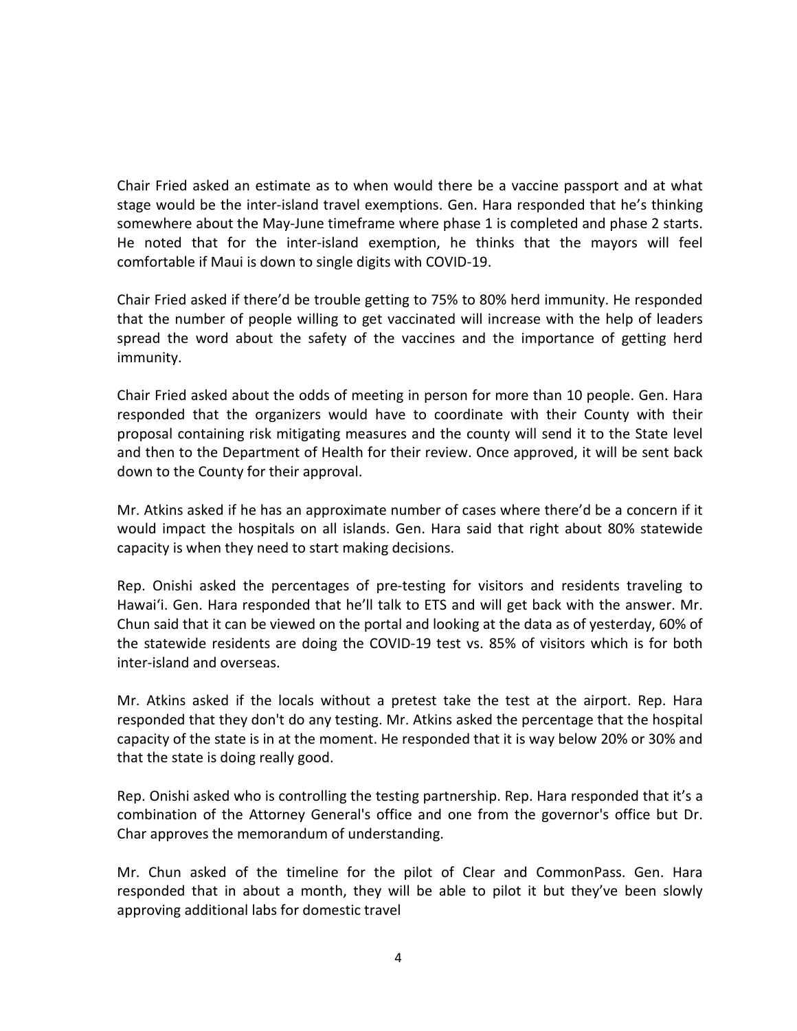Chair Fried asked an estimate as to when would there be a vaccine passport and at what stage would be the inter-island travel exemptions. Gen. Hara responded that he's thinking somewhere about the May-June timeframe where phase 1 is completed and phase 2 starts. He noted that for the inter-island exemption, he thinks that the mayors will feel comfortable if Maui is down to single digits with COVID-19.

Chair Fried asked if there'd be trouble getting to 75% to 80% herd immunity. He responded that the number of people willing to get vaccinated will increase with the help of leaders spread the word about the safety of the vaccines and the importance of getting herd immunity.

Chair Fried asked about the odds of meeting in person for more than 10 people. Gen. Hara responded that the organizers would have to coordinate with their County with their proposal containing risk mitigating measures and the county will send it to the State level and then to the Department of Health for their review. Once approved, it will be sent back down to the County for their approval.

Mr. Atkins asked if he has an approximate number of cases where there'd be a concern if it would impact the hospitals on all islands. Gen. Hara said that right about 80% statewide capacity is when they need to start making decisions.

Rep. Onishi asked the percentages of pre-testing for visitors and residents traveling to Hawaiʻi. Gen. Hara responded that he'll talk to ETS and will get back with the answer. Mr. Chun said that it can be viewed on the portal and looking at the data as of yesterday, 60% of the statewide residents are doing the COVID-19 test vs. 85% of visitors which is for both inter-island and overseas.

Mr. Atkins asked if the locals without a pretest take the test at the airport. Rep. Hara responded that they don't do any testing. Mr. Atkins asked the percentage that the hospital capacity of the state is in at the moment. He responded that it is way below 20% or 30% and that the state is doing really good.

Rep. Onishi asked who is controlling the testing partnership. Rep. Hara responded that it's a combination of the Attorney General's office and one from the governor's office but Dr. Char approves the memorandum of understanding.

Mr. Chun asked of the timeline for the pilot of Clear and CommonPass. Gen. Hara responded that in about a month, they will be able to pilot it but they've been slowly approving additional labs for domestic travel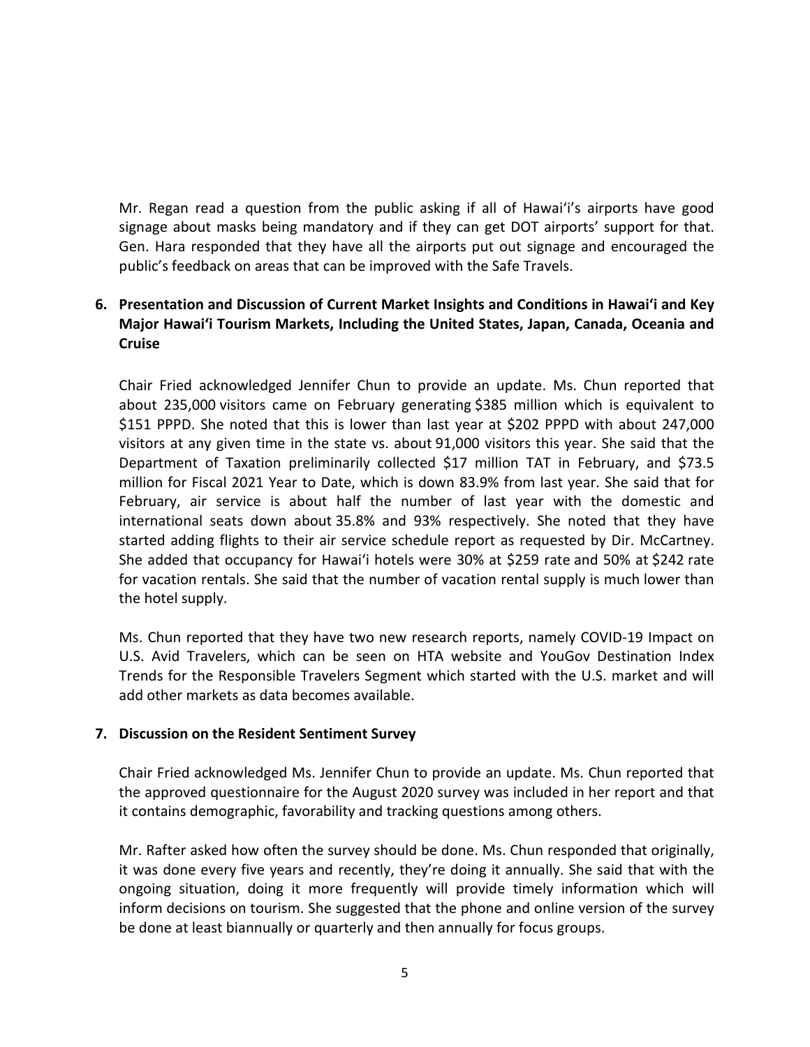Mr. Regan read a question from the public asking if all of Hawai'i's airports have good signage about masks being mandatory and if they can get DOT airports' support for that. Gen. Hara responded that they have all the airports put out signage and encouraged the public's feedback on areas that can be improved with the Safe Travels.

**6. Presentation and Discussion of Current Market Insights and Conditions in Hawai'i and Key Major Hawai'i Tourism Markets, Including the United States, Japan, Canada, Oceania and Cruise**

Chair Fried acknowledged Jennifer Chun to provide an update. Ms. Chun reported that about 235,000 visitors came on February generating $385 million which is equivalent to $151 PPPD. She noted that this is lower than last year at $202 PPPD with about 247,000 visitors at any given time in the state vs. about 91,000 visitors this year. She said that the Department of Taxation preliminarily collected $17 million TAT in February, and $73.5 million for Fiscal 2021 Year to Date, which is down 83.9% from last year. She said that for February, air service is about half the number of last year with the domestic and international seats down about 35.8% and 93% respectively. She noted that they have started adding flights to their air service schedule report as requested by Dir. McCartney. She added that occupancy for Hawai'i hotels were 30% at $259 rate and 50% at $242 rate for vacation rentals. She said that the number of vacation rental supply is much lower than the hotel supply.

Ms. Chun reported that they have two new research reports, namely COVID-19 Impact on U.S. Avid Travelers, which can be seen on HTA website and YouGov Destination Index Trends for the Responsible Travelers Segment which started with the U.S. market and will add other markets as data becomes available.

**7. Discussion on the Resident Sentiment Survey**

Chair Fried acknowledged Ms. Jennifer Chun to provide an update. Ms. Chun reported that the approved questionnaire for the August 2020 survey was included in her report and that it contains demographic, favorability and tracking questions among others.

Mr. Rafter asked how often the survey should be done. Ms. Chun responded that originally, it was done every five years and recently, they're doing it annually. She said that with the ongoing situation, doing it more frequently will provide timely information which will inform decisions on tourism. She suggested that the phone and online version of the survey be done at least biannually or quarterly and then annually for focus groups.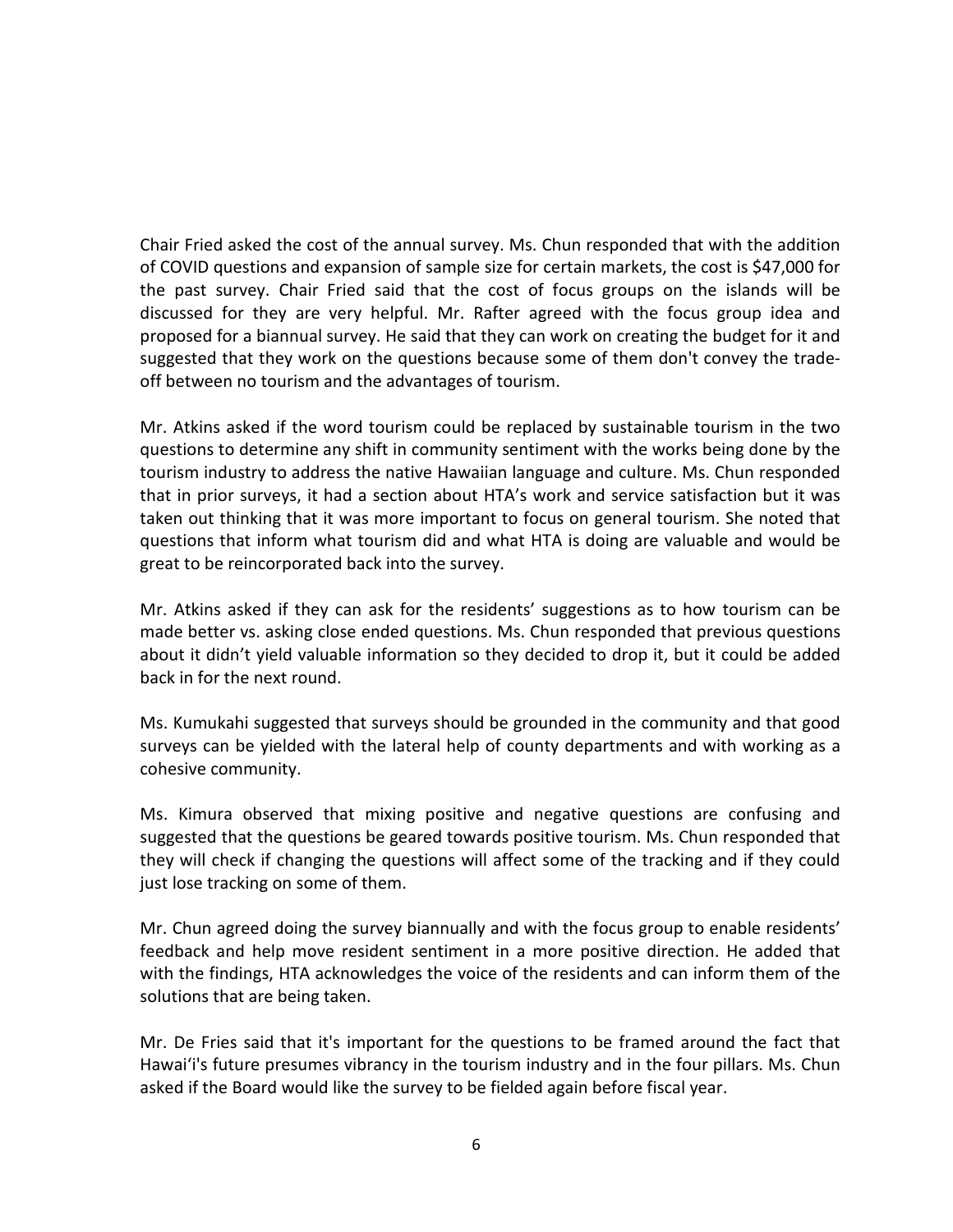Chair Fried asked the cost of the annual survey. Ms. Chun responded that with the addition of COVID questions and expansion of sample size for certain markets, the cost is $47,000 for the past survey. Chair Fried said that the cost of focus groups on the islands will be discussed for they are very helpful. Mr. Rafter agreed with the focus group idea and proposed for a biannual survey. He said that they can work on creating the budget for it and suggested that they work on the questions because some of them don't convey the trade-off between no tourism and the advantages of tourism.

Mr. Atkins asked if the word tourism could be replaced by sustainable tourism in the two questions to determine any shift in community sentiment with the works being done by the tourism industry to address the native Hawaiian language and culture. Ms. Chun responded that in prior surveys, it had a section about HTA's work and service satisfaction but it was taken out thinking that it was more important to focus on general tourism. She noted that questions that inform what tourism did and what HTA is doing are valuable and would be great to be reincorporated back into the survey.

Mr. Atkins asked if they can ask for the residents' suggestions as to how tourism can be made better vs. asking close ended questions. Ms. Chun responded that previous questions about it didn't yield valuable information so they decided to drop it, but it could be added back in for the next round.

Ms. Kumukahi suggested that surveys should be grounded in the community and that good surveys can be yielded with the lateral help of county departments and with working as a cohesive community.

Ms. Kimura observed that mixing positive and negative questions are confusing and suggested that the questions be geared towards positive tourism. Ms. Chun responded that they will check if changing the questions will affect some of the tracking and if they could just lose tracking on some of them.

Mr. Chun agreed doing the survey biannually and with the focus group to enable residents' feedback and help move resident sentiment in a more positive direction. He added that with the findings, HTA acknowledges the voice of the residents and can inform them of the solutions that are being taken.

Mr. De Fries said that it's important for the questions to be framed around the fact that Hawai'i's future presumes vibrancy in the tourism industry and in the four pillars. Ms. Chun asked if the Board would like the survey to be fielded again before fiscal year.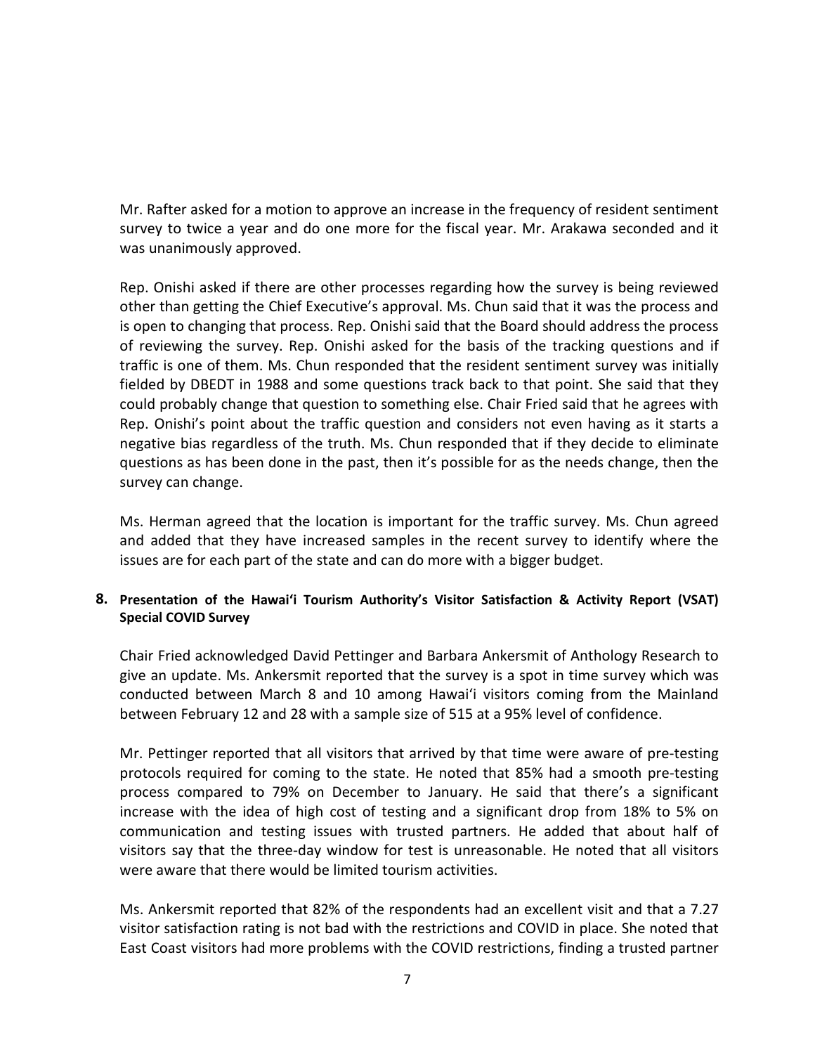Mr. Rafter asked for a motion to approve an increase in the frequency of resident sentiment survey to twice a year and do one more for the fiscal year. Mr. Arakawa seconded and it was unanimously approved.

Rep. Onishi asked if there are other processes regarding how the survey is being reviewed other than getting the Chief Executive's approval. Ms. Chun said that it was the process and is open to changing that process. Rep. Onishi said that the Board should address the process of reviewing the survey. Rep. Onishi asked for the basis of the tracking questions and if traffic is one of them. Ms. Chun responded that the resident sentiment survey was initially fielded by DBEDT in 1988 and some questions track back to that point. She said that they could probably change that question to something else. Chair Fried said that he agrees with Rep. Onishi's point about the traffic question and considers not even having as it starts a negative bias regardless of the truth. Ms. Chun responded that if they decide to eliminate questions as has been done in the past, then it's possible for as the needs change, then the survey can change.

Ms. Herman agreed that the location is important for the traffic survey. Ms. Chun agreed and added that they have increased samples in the recent survey to identify where the issues are for each part of the state and can do more with a bigger budget.

**8. Presentation of the Hawaiʻi Tourism Authority's Visitor Satisfaction & Activity Report (VSAT) Special COVID Survey**

Chair Fried acknowledged David Pettinger and Barbara Ankersmit of Anthology Research to give an update. Ms. Ankersmit reported that the survey is a spot in time survey which was conducted between March 8 and 10 among Hawaiʻi visitors coming from the Mainland between February 12 and 28 with a sample size of 515 at a 95% level of confidence.

Mr. Pettinger reported that all visitors that arrived by that time were aware of pre-testing protocols required for coming to the state. He noted that 85% had a smooth pre-testing process compared to 79% on December to January. He said that there's a significant increase with the idea of high cost of testing and a significant drop from 18% to 5% on communication and testing issues with trusted partners. He added that about half of visitors say that the three-day window for test is unreasonable. He noted that all visitors were aware that there would be limited tourism activities.

Ms. Ankersmit reported that 82% of the respondents had an excellent visit and that a 7.27 visitor satisfaction rating is not bad with the restrictions and COVID in place. She noted that East Coast visitors had more problems with the COVID restrictions, finding a trusted partner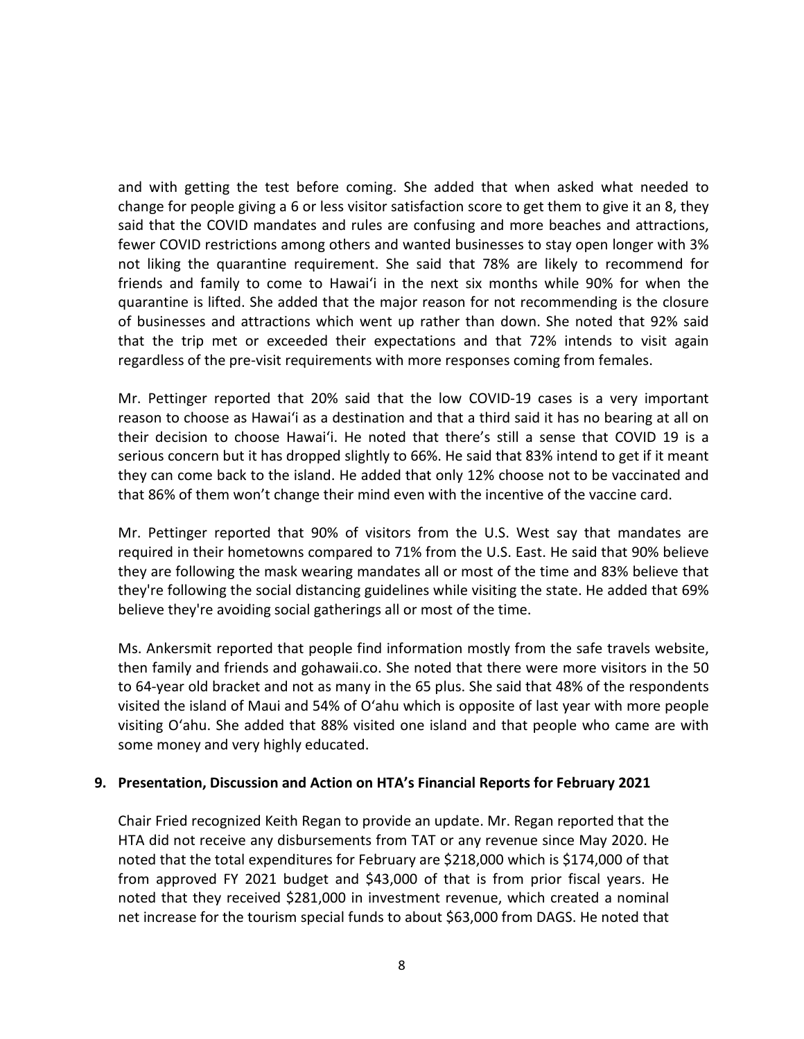and with getting the test before coming. She added that when asked what needed to change for people giving a 6 or less visitor satisfaction score to get them to give it an 8, they said that the COVID mandates and rules are confusing and more beaches and attractions, fewer COVID restrictions among others and wanted businesses to stay open longer with 3% not liking the quarantine requirement. She said that 78% are likely to recommend for friends and family to come to Hawaiʻi in the next six months while 90% for when the quarantine is lifted. She added that the major reason for not recommending is the closure of businesses and attractions which went up rather than down. She noted that 92% said that the trip met or exceeded their expectations and that 72% intends to visit again regardless of the pre-visit requirements with more responses coming from females.

Mr. Pettinger reported that 20% said that the low COVID-19 cases is a very important reason to choose as Hawaiʻi as a destination and that a third said it has no bearing at all on their decision to choose Hawaiʻi. He noted that there's still a sense that COVID 19 is a serious concern but it has dropped slightly to 66%. He said that 83% intend to get if it meant they can come back to the island. He added that only 12% choose not to be vaccinated and that 86% of them won't change their mind even with the incentive of the vaccine card.

Mr. Pettinger reported that 90% of visitors from the U.S. West say that mandates are required in their hometowns compared to 71% from the U.S. East. He said that 90% believe they are following the mask wearing mandates all or most of the time and 83% believe that they're following the social distancing guidelines while visiting the state. He added that 69% believe they're avoiding social gatherings all or most of the time.

Ms. Ankersmit reported that people find information mostly from the safe travels website, then family and friends and gohawaii.co. She noted that there were more visitors in the 50 to 64-year old bracket and not as many in the 65 plus. She said that 48% of the respondents visited the island of Maui and 54% of Oʻahu which is opposite of last year with more people visiting Oʻahu. She added that 88% visited one island and that people who came are with some money and very highly educated.

**9. Presentation, Discussion and Action on HTA's Financial Reports for February 2021**

Chair Fried recognized Keith Regan to provide an update. Mr. Regan reported that the HTA did not receive any disbursements from TAT or any revenue since May 2020. He noted that the total expenditures for February are $218,000 which is $174,000 of that from approved FY 2021 budget and $43,000 of that is from prior fiscal years. He noted that they received $281,000 in investment revenue, which created a nominal net increase for the tourism special funds to about $63,000 from DAGS. He noted that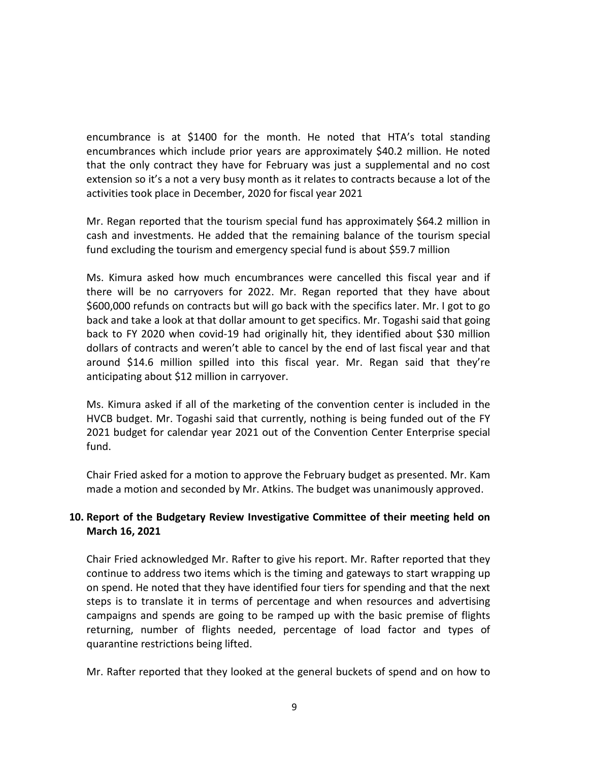encumbrance is at $1400 for the month. He noted that HTA's total standing encumbrances which include prior years are approximately $40.2 million. He noted that the only contract they have for February was just a supplemental and no cost extension so it's a not a very busy month as it relates to contracts because a lot of the activities took place in December, 2020 for fiscal year 2021

Mr. Regan reported that the tourism special fund has approximately $64.2 million in cash and investments. He added that the remaining balance of the tourism special fund excluding the tourism and emergency special fund is about $59.7 million

Ms. Kimura asked how much encumbrances were cancelled this fiscal year and if there will be no carryovers for 2022. Mr. Regan reported that they have about $600,000 refunds on contracts but will go back with the specifics later. Mr. I got to go back and take a look at that dollar amount to get specifics. Mr. Togashi said that going back to FY 2020 when covid-19 had originally hit, they identified about $30 million dollars of contracts and weren't able to cancel by the end of last fiscal year and that around $14.6 million spilled into this fiscal year. Mr. Regan said that they're anticipating about $12 million in carryover.

Ms. Kimura asked if all of the marketing of the convention center is included in the HVCB budget. Mr. Togashi said that currently, nothing is being funded out of the FY 2021 budget for calendar year 2021 out of the Convention Center Enterprise special fund.

Chair Fried asked for a motion to approve the February budget as presented. Mr. Kam made a motion and seconded by Mr. Atkins. The budget was unanimously approved.

## 10. Report of the Budgetary Review Investigative Committee of their meeting held on March 16, 2021

Chair Fried acknowledged Mr. Rafter to give his report. Mr. Rafter reported that they continue to address two items which is the timing and gateways to start wrapping up on spend. He noted that they have identified four tiers for spending and that the next steps is to translate it in terms of percentage and when resources and advertising campaigns and spends are going to be ramped up with the basic premise of flights returning, number of flights needed, percentage of load factor and types of quarantine restrictions being lifted.

Mr. Rafter reported that they looked at the general buckets of spend and on how to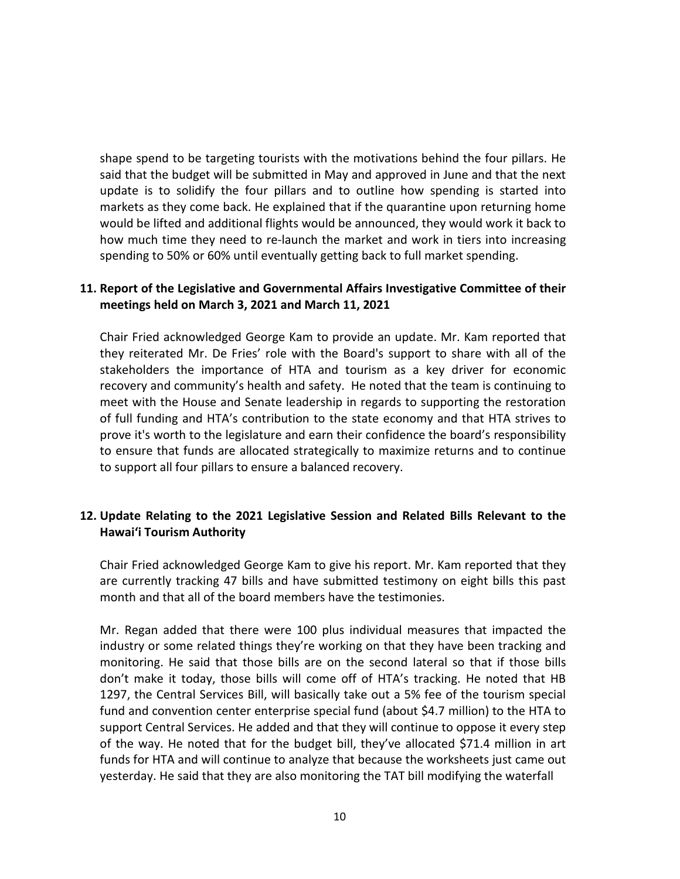shape spend to be targeting tourists with the motivations behind the four pillars. He said that the budget will be submitted in May and approved in June and that the next update is to solidify the four pillars and to outline how spending is started into markets as they come back. He explained that if the quarantine upon returning home would be lifted and additional flights would be announced, they would work it back to how much time they need to re-launch the market and work in tiers into increasing spending to 50% or 60% until eventually getting back to full market spending.

## 11. Report of the Legislative and Governmental Affairs Investigative Committee of their meetings held on March 3, 2021 and March 11, 2021

Chair Fried acknowledged George Kam to provide an update. Mr. Kam reported that they reiterated Mr. De Fries' role with the Board's support to share with all of the stakeholders the importance of HTA and tourism as a key driver for economic recovery and community's health and safety. He noted that the team is continuing to meet with the House and Senate leadership in regards to supporting the restoration of full funding and HTA's contribution to the state economy and that HTA strives to prove it's worth to the legislature and earn their confidence the board's responsibility to ensure that funds are allocated strategically to maximize returns and to continue to support all four pillars to ensure a balanced recovery.

## 12. Update Relating to the 2021 Legislative Session and Related Bills Relevant to the Hawaiʻi Tourism Authority

Chair Fried acknowledged George Kam to give his report. Mr. Kam reported that they are currently tracking 47 bills and have submitted testimony on eight bills this past month and that all of the board members have the testimonies.

Mr. Regan added that there were 100 plus individual measures that impacted the industry or some related things they're working on that they have been tracking and monitoring. He said that those bills are on the second lateral so that if those bills don't make it today, those bills will come off of HTA's tracking. He noted that HB 1297, the Central Services Bill, will basically take out a 5% fee of the tourism special fund and convention center enterprise special fund (about $4.7 million) to the HTA to support Central Services. He added and that they will continue to oppose it every step of the way. He noted that for the budget bill, they've allocated $71.4 million in art funds for HTA and will continue to analyze that because the worksheets just came out yesterday. He said that they are also monitoring the TAT bill modifying the waterfall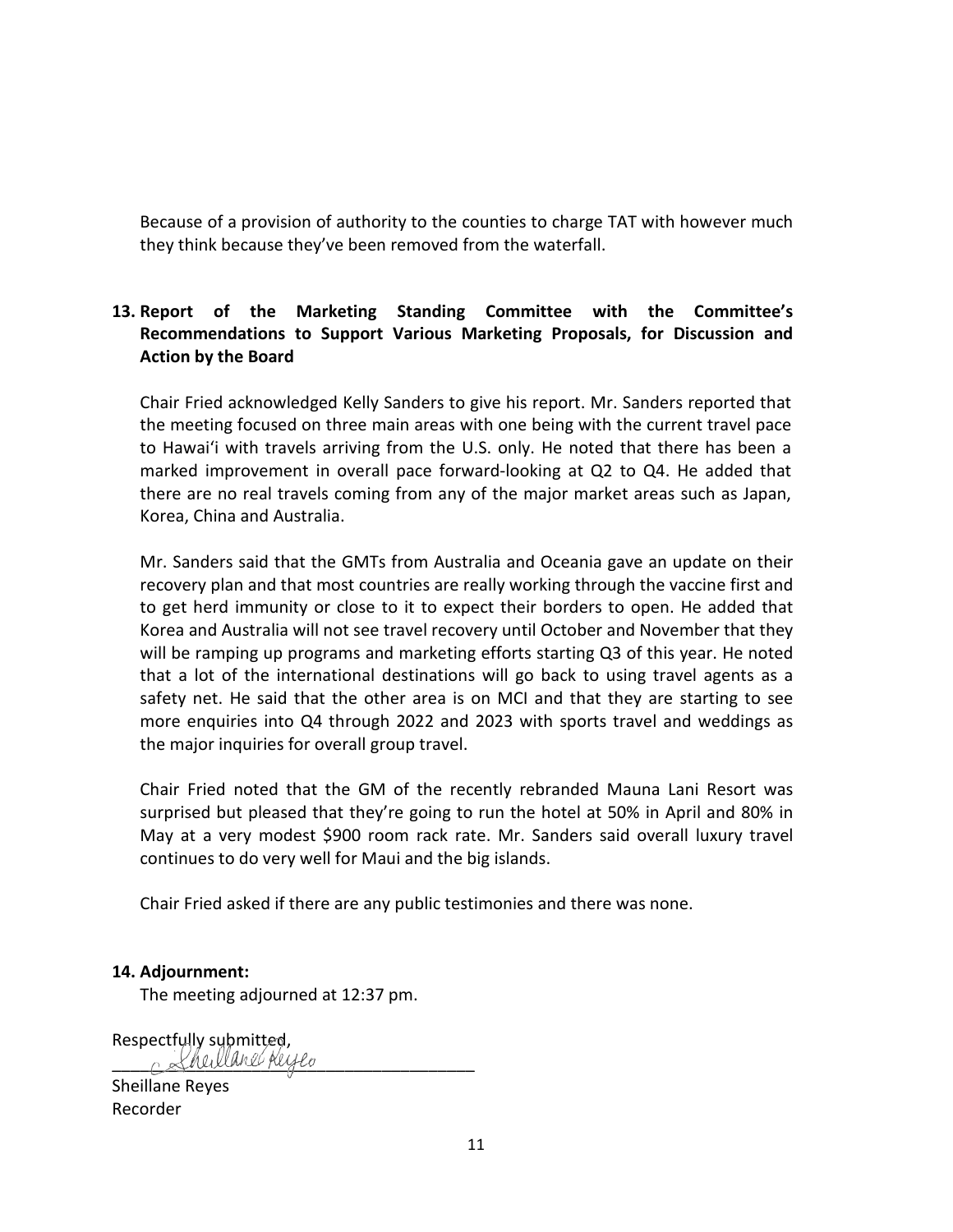Because of a provision of authority to the counties to charge TAT with however much they think because they've been removed from the waterfall.

## 13. Report of the Marketing Standing Committee with the Committee's Recommendations to Support Various Marketing Proposals, for Discussion and Action by the Board

Chair Fried acknowledged Kelly Sanders to give his report. Mr. Sanders reported that the meeting focused on three main areas with one being with the current travel pace to Hawai'i with travels arriving from the U.S. only. He noted that there has been a marked improvement in overall pace forward-looking at Q2 to Q4. He added that there are no real travels coming from any of the major market areas such as Japan, Korea, China and Australia.

Mr. Sanders said that the GMTs from Australia and Oceania gave an update on their recovery plan and that most countries are really working through the vaccine first and to get herd immunity or close to it to expect their borders to open. He added that Korea and Australia will not see travel recovery until October and November that they will be ramping up programs and marketing efforts starting Q3 of this year. He noted that a lot of the international destinations will go back to using travel agents as a safety net. He said that the other area is on MCI and that they are starting to see more enquiries into Q4 through 2022 and 2023 with sports travel and weddings as the major inquiries for overall group travel.

Chair Fried noted that the GM of the recently rebranded Mauna Lani Resort was surprised but pleased that they're going to run the hotel at 50% in April and 80% in May at a very modest $900 room rack rate. Mr. Sanders said overall luxury travel continues to do very well for Maui and the big islands.

Chair Fried asked if there are any public testimonies and there was none.

## 14. Adjournment:

The meeting adjourned at 12:37 pm.

Respectfully submitted,

Sheillane Reyes
Recorder